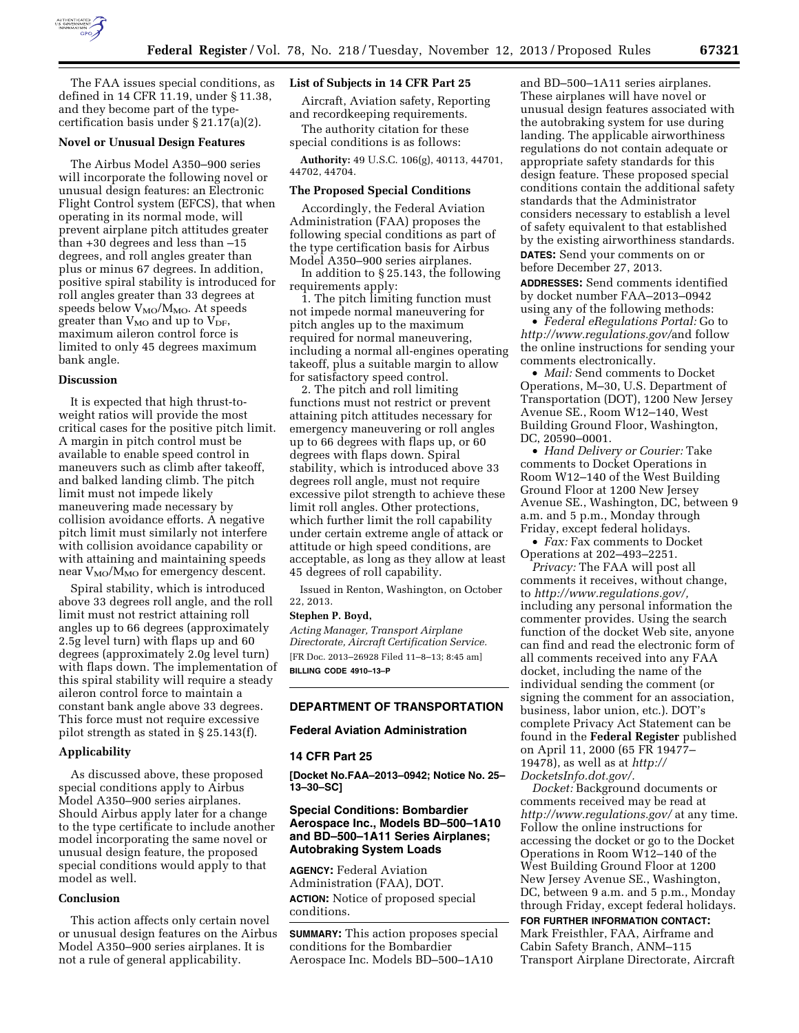The FAA issues special conditions, as defined in 14 CFR 11.19, under § 11.38, and they become part of the type-certification basis under § 21.17(a)(2).

### Novel or Unusual Design Features

The Airbus Model A350–900 series will incorporate the following novel or unusual design features: an Electronic Flight Control system (EFCS), that when operating in its normal mode, will prevent airplane pitch attitudes greater than +30 degrees and less than −15 degrees, and roll angles greater than plus or minus 67 degrees. In addition, positive spiral stability is introduced for roll angles greater than 33 degrees at speeds below $V_{MO}/M_{MO}$. At speeds greater than $V_{MO}$ and up to $V_{DF}$, maximum aileron control force is limited to only 45 degrees maximum bank angle.

### Discussion

It is expected that high thrust-to-weight ratios will provide the most critical cases for the positive pitch limit. A margin in pitch control must be available to enable speed control in maneuvers such as climb after takeoff, and balked landing climb. The pitch limit must not impede likely maneuvering made necessary by collision avoidance efforts. A negative pitch limit must similarly not interfere with collision avoidance capability or with attaining and maintaining speeds near $V_{MO}/M_{MO}$ for emergency descent.

Spiral stability, which is introduced above 33 degrees roll angle, and the roll limit must not restrict attaining roll angles up to 66 degrees (approximately 2.5g level turn) with flaps up and 60 degrees (approximately 2.0g level turn) with flaps down. The implementation of this spiral stability will require a steady aileron control force to maintain a constant bank angle above 33 degrees. This force must not require excessive pilot strength as stated in § 25.143(f).

### Applicability

As discussed above, these proposed special conditions apply to Airbus Model A350–900 series airplanes. Should Airbus apply later for a change to the type certificate to include another model incorporating the same novel or unusual design feature, the proposed special conditions would apply to that model as well.

### Conclusion

This action affects only certain novel or unusual design features on the Airbus Model A350–900 series airplanes. It is not a rule of general applicability.

### List of Subjects in 14 CFR Part 25

Aircraft, Aviation safety, Reporting and recordkeeping requirements.

The authority citation for these special conditions is as follows:

**Authority:** 49 U.S.C. 106(g), 40113, 44701, 44702, 44704.

### The Proposed Special Conditions

Accordingly, the Federal Aviation Administration (FAA) proposes the following special conditions as part of the type certification basis for Airbus Model A350–900 series airplanes.

In addition to § 25.143, the following requirements apply:

1. The pitch limiting function must not impede normal maneuvering for pitch angles up to the maximum required for normal maneuvering, including a normal all-engines operating takeoff, plus a suitable margin to allow for satisfactory speed control.

2. The pitch and roll limiting functions must not restrict or prevent attaining pitch attitudes necessary for emergency maneuvering or roll angles up to 66 degrees with flaps up, or 60 degrees with flaps down. Spiral stability, which is introduced above 33 degrees roll angle, must not require excessive pilot strength to achieve these limit roll angles. Other protections, which further limit the roll capability under certain extreme angle of attack or attitude or high speed conditions, are acceptable, as long as they allow at least 45 degrees of roll capability.

Issued in Renton, Washington, on October 22, 2013.

**Stephen P. Boyd,**

*Acting Manager, Transport Airplane Directorate, Aircraft Certification Service.*

[FR Doc. 2013–26928 Filed 11–8–13; 8:45 am]

**BILLING CODE 4910–13–P**

---

## DEPARTMENT OF TRANSPORTATION

### Federal Aviation Administration

### 14 CFR Part 25

**[Docket No.FAA–2013–0942; Notice No. 25–13–30–SC]**

### Special Conditions: Bombardier Aerospace Inc., Models BD–500–1A10 and BD–500–1A11 Series Airplanes; Autobraking System Loads

**AGENCY:** Federal Aviation Administration (FAA), DOT.

**ACTION:** Notice of proposed special conditions.

**SUMMARY:** This action proposes special conditions for the Bombardier Aerospace Inc. Models BD–500–1A10 and BD–500–1A11 series airplanes. These airplanes will have novel or unusual design features associated with the autobraking system for use during landing. The applicable airworthiness regulations do not contain adequate or appropriate safety standards for this design feature. These proposed special conditions contain the additional safety standards that the Administrator considers necessary to establish a level of safety equivalent to that established by the existing airworthiness standards.

**DATES:** Send your comments on or before December 27, 2013.

**ADDRESSES:** Send comments identified by docket number FAA–2013–0942 using any of the following methods:

- *Federal eRegulations Portal:* Go to *http://www.regulations.gov/* and follow the online instructions for sending your comments electronically.
- *Mail:* Send comments to Docket Operations, M–30, U.S. Department of Transportation (DOT), 1200 New Jersey Avenue SE., Room W12–140, West Building Ground Floor, Washington, DC, 20590–0001.
- *Hand Delivery or Courier:* Take comments to Docket Operations in Room W12–140 of the West Building Ground Floor at 1200 New Jersey Avenue SE., Washington, DC, between 9 a.m. and 5 p.m., Monday through Friday, except federal holidays.
- *Fax:* Fax comments to Docket Operations at 202–493–2251.

*Privacy:* The FAA will post all comments it receives, without change, to *http://www.regulations.gov/,* including any personal information the commenter provides. Using the search function of the docket Web site, anyone can find and read the electronic form of all comments received into any FAA docket, including the name of the individual sending the comment (or signing the comment for an association, business, labor union, etc.). DOT's complete Privacy Act Statement can be found in the **Federal Register** published on April 11, 2000 (65 FR 19477–19478), as well as at *http://DocketsInfo.dot.gov/.*

*Docket:* Background documents or comments received may be read at *http://www.regulations.gov/* at any time. Follow the online instructions for accessing the docket or go to the Docket Operations in Room W12–140 of the West Building Ground Floor at 1200 New Jersey Avenue SE., Washington, DC, between 9 a.m. and 5 p.m., Monday through Friday, except federal holidays.

**FOR FURTHER INFORMATION CONTACT:** Mark Freisthler, FAA, Airframe and Cabin Safety Branch, ANM–115 Transport Airplane Directorate, Aircraft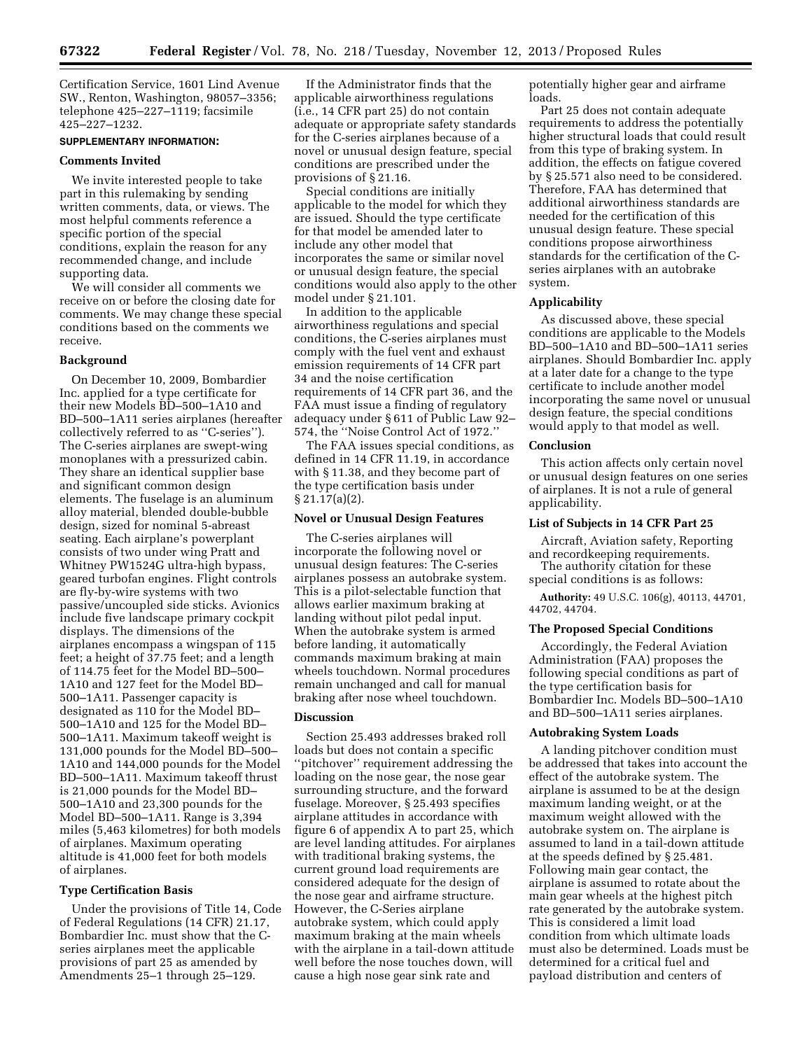Certification Service, 1601 Lind Avenue SW., Renton, Washington, 98057–3356; telephone 425–227–1119; facsimile 425–227–1232.

**SUPPLEMENTARY INFORMATION:**

**Comments Invited**

We invite interested people to take part in this rulemaking by sending written comments, data, or views. The most helpful comments reference a specific portion of the special conditions, explain the reason for any recommended change, and include supporting data.

We will consider all comments we receive on or before the closing date for comments. We may change these special conditions based on the comments we receive.

**Background**

On December 10, 2009, Bombardier Inc. applied for a type certificate for their new Models BD–500–1A10 and BD–500–1A11 series airplanes (hereafter collectively referred to as ''C-series''). The C-series airplanes are swept-wing monoplanes with a pressurized cabin. They share an identical supplier base and significant common design elements. The fuselage is an aluminum alloy material, blended double-bubble design, sized for nominal 5-abreast seating. Each airplane's powerplant consists of two under wing Pratt and Whitney PW1524G ultra-high bypass, geared turbofan engines. Flight controls are fly-by-wire systems with two passive/uncoupled side sticks. Avionics include five landscape primary cockpit displays. The dimensions of the airplanes encompass a wingspan of 115 feet; a height of 37.75 feet; and a length of 114.75 feet for the Model BD–500–1A10 and 127 feet for the Model BD–500–1A11. Passenger capacity is designated as 110 for the Model BD–500–1A10 and 125 for the Model BD–500–1A11. Maximum takeoff weight is 131,000 pounds for the Model BD–500–1A10 and 144,000 pounds for the Model BD–500–1A11. Maximum takeoff thrust is 21,000 pounds for the Model BD–500–1A10 and 23,300 pounds for the Model BD–500–1A11. Range is 3,394 miles (5,463 kilometres) for both models of airplanes. Maximum operating altitude is 41,000 feet for both models of airplanes.

**Type Certification Basis**

Under the provisions of Title 14, Code of Federal Regulations (14 CFR) 21.17, Bombardier Inc. must show that the C-series airplanes meet the applicable provisions of part 25 as amended by Amendments 25–1 through 25–129.

If the Administrator finds that the applicable airworthiness regulations (i.e., 14 CFR part 25) do not contain adequate or appropriate safety standards for the C-series airplanes because of a novel or unusual design feature, special conditions are prescribed under the provisions of § 21.16.

Special conditions are initially applicable to the model for which they are issued. Should the type certificate for that model be amended later to include any other model that incorporates the same or similar novel or unusual design feature, the special conditions would also apply to the other model under § 21.101.

In addition to the applicable airworthiness regulations and special conditions, the C-series airplanes must comply with the fuel vent and exhaust emission requirements of 14 CFR part 34 and the noise certification requirements of 14 CFR part 36, and the FAA must issue a finding of regulatory adequacy under § 611 of Public Law 92–574, the ''Noise Control Act of 1972.''

The FAA issues special conditions, as defined in 14 CFR 11.19, in accordance with § 11.38, and they become part of the type certification basis under § 21.17(a)(2).

**Novel or Unusual Design Features**

The C-series airplanes will incorporate the following novel or unusual design features: The C-series airplanes possess an autobrake system. This is a pilot-selectable function that allows earlier maximum braking at landing without pilot pedal input. When the autobrake system is armed before landing, it automatically commands maximum braking at main wheels touchdown. Normal procedures remain unchanged and call for manual braking after nose wheel touchdown.

**Discussion**

Section 25.493 addresses braked roll loads but does not contain a specific ''pitchover'' requirement addressing the loading on the nose gear, the nose gear surrounding structure, and the forward fuselage. Moreover, § 25.493 specifies airplane attitudes in accordance with figure 6 of appendix A to part 25, which are level landing attitudes. For airplanes with traditional braking systems, the current ground load requirements are considered adequate for the design of the nose gear and airframe structure. However, the C-Series airplane autobrake system, which could apply maximum braking at the main wheels with the airplane in a tail-down attitude well before the nose touches down, will cause a high nose gear sink rate and potentially higher gear and airframe loads.

Part 25 does not contain adequate requirements to address the potentially higher structural loads that could result from this type of braking system. In addition, the effects on fatigue covered by § 25.571 also need to be considered. Therefore, FAA has determined that additional airworthiness standards are needed for the certification of this unusual design feature. These special conditions propose airworthiness standards for the certification of the C-series airplanes with an autobrake system.

**Applicability**

As discussed above, these special conditions are applicable to the Models BD–500–1A10 and BD–500–1A11 series airplanes. Should Bombardier Inc. apply at a later date for a change to the type certificate to include another model incorporating the same novel or unusual design feature, the special conditions would apply to that model as well.

**Conclusion**

This action affects only certain novel or unusual design features on one series of airplanes. It is not a rule of general applicability.

**List of Subjects in 14 CFR Part 25**

Aircraft, Aviation safety, Reporting and recordkeeping requirements.

The authority citation for these special conditions is as follows:

**Authority:** 49 U.S.C. 106(g), 40113, 44701, 44702, 44704.

**The Proposed Special Conditions**

Accordingly, the Federal Aviation Administration (FAA) proposes the following special conditions as part of the type certification basis for Bombardier Inc. Models BD–500–1A10 and BD–500–1A11 series airplanes.

**Autobraking System Loads**

A landing pitchover condition must be addressed that takes into account the effect of the autobrake system. The airplane is assumed to be at the design maximum landing weight, or at the maximum weight allowed with the autobrake system on. The airplane is assumed to land in a tail-down attitude at the speeds defined by § 25.481. Following main gear contact, the airplane is assumed to rotate about the main gear wheels at the highest pitch rate generated by the autobrake system. This is considered a limit load condition from which ultimate loads must also be determined. Loads must be determined for a critical fuel and payload distribution and centers of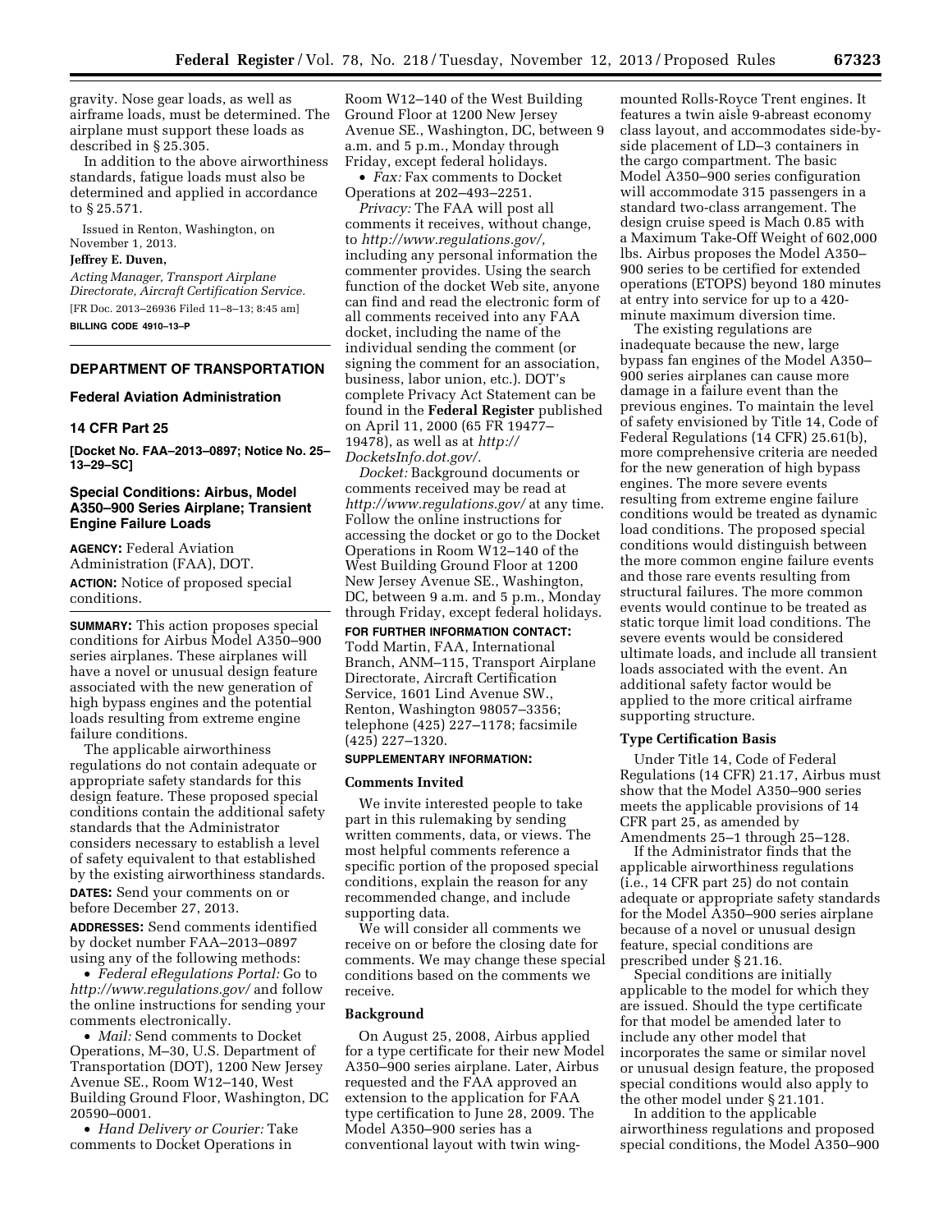gravity. Nose gear loads, as well as airframe loads, must be determined. The airplane must support these loads as described in § 25.305.

In addition to the above airworthiness standards, fatigue loads must also be determined and applied in accordance to § 25.571.

Issued in Renton, Washington, on November 1, 2013.

**Jeffrey E. Duven,**

*Acting Manager, Transport Airplane Directorate, Aircraft Certification Service.*

[FR Doc. 2013–26936 Filed 11–8–13; 8:45 am]

**BILLING CODE 4910–13–P**

---

## DEPARTMENT OF TRANSPORTATION

### Federal Aviation Administration

### 14 CFR Part 25

**[Docket No. FAA–2013–0897; Notice No. 25–13–29–SC]**

### Special Conditions: Airbus, Model A350–900 Series Airplane; Transient Engine Failure Loads

**AGENCY:** Federal Aviation Administration (FAA), DOT.

**ACTION:** Notice of proposed special conditions.

**SUMMARY:** This action proposes special conditions for Airbus Model A350–900 series airplanes. These airplanes will have a novel or unusual design feature associated with the new generation of high bypass engines and the potential loads resulting from extreme engine failure conditions.

The applicable airworthiness regulations do not contain adequate or appropriate safety standards for this design feature. These proposed special conditions contain the additional safety standards that the Administrator considers necessary to establish a level of safety equivalent to that established by the existing airworthiness standards.

**DATES:** Send your comments on or before December 27, 2013.

**ADDRESSES:** Send comments identified by docket number FAA–2013–0897 using any of the following methods:

- *Federal eRegulations Portal:* Go to *http://www.regulations.gov/* and follow the online instructions for sending your comments electronically.
- *Mail:* Send comments to Docket Operations, M–30, U.S. Department of Transportation (DOT), 1200 New Jersey Avenue SE., Room W12–140, West Building Ground Floor, Washington, DC 20590–0001.
- *Hand Delivery or Courier:* Take comments to Docket Operations in Room W12–140 of the West Building Ground Floor at 1200 New Jersey Avenue SE., Washington, DC, between 9 a.m. and 5 p.m., Monday through Friday, except federal holidays.
- *Fax:* Fax comments to Docket Operations at 202–493–2251.

*Privacy:* The FAA will post all comments it receives, without change, to *http://www.regulations.gov/,* including any personal information the commenter provides. Using the search function of the docket Web site, anyone can find and read the electronic form of all comments received into any FAA docket, including the name of the individual sending the comment (or signing the comment for an association, business, labor union, etc.). DOT's complete Privacy Act Statement can be found in the **Federal Register** published on April 11, 2000 (65 FR 19477–19478), as well as at *http://DocketsInfo.dot.gov/.*

*Docket:* Background documents or comments received may be read at *http://www.regulations.gov/* at any time. Follow the online instructions for accessing the docket or go to the Docket Operations in Room W12–140 of the West Building Ground Floor at 1200 New Jersey Avenue SE., Washington, DC, between 9 a.m. and 5 p.m., Monday through Friday, except federal holidays.

**FOR FURTHER INFORMATION CONTACT:** Todd Martin, FAA, International Branch, ANM–115, Transport Airplane Directorate, Aircraft Certification Service, 1601 Lind Avenue SW., Renton, Washington 98057–3356; telephone (425) 227–1178; facsimile (425) 227–1320.

**SUPPLEMENTARY INFORMATION:**

#### Comments Invited

We invite interested people to take part in this rulemaking by sending written comments, data, or views. The most helpful comments reference a specific portion of the proposed special conditions, explain the reason for any recommended change, and include supporting data.

We will consider all comments we receive on or before the closing date for comments. We may change these special conditions based on the comments we receive.

#### Background

On August 25, 2008, Airbus applied for a type certificate for their new Model A350–900 series airplane. Later, Airbus requested and the FAA approved an extension to the application for FAA type certification to June 28, 2009. The Model A350–900 series has a conventional layout with twin wing-mounted Rolls-Royce Trent engines. It features a twin aisle 9-abreast economy class layout, and accommodates side-by-side placement of LD–3 containers in the cargo compartment. The basic Model A350–900 series configuration will accommodate 315 passengers in a standard two-class arrangement. The design cruise speed is Mach 0.85 with a Maximum Take-Off Weight of 602,000 lbs. Airbus proposes the Model A350–900 series to be certified for extended operations (ETOPS) beyond 180 minutes at entry into service for up to a 420-minute maximum diversion time.

The existing regulations are inadequate because the new, large bypass fan engines of the Model A350–900 series airplanes can cause more damage in a failure event than the previous engines. To maintain the level of safety envisioned by Title 14, Code of Federal Regulations (14 CFR) 25.61(b), more comprehensive criteria are needed for the new generation of high bypass engines. The more severe events resulting from extreme engine failure conditions would be treated as dynamic load conditions. The proposed special conditions would distinguish between the more common engine failure events and those rare events resulting from structural failures. The more common events would continue to be treated as static torque limit load conditions. The severe events would be considered ultimate loads, and include all transient loads associated with the event. An additional safety factor would be applied to the more critical airframe supporting structure.

#### Type Certification Basis

Under Title 14, Code of Federal Regulations (14 CFR) 21.17, Airbus must show that the Model A350–900 series meets the applicable provisions of 14 CFR part 25, as amended by Amendments 25–1 through 25–128.

If the Administrator finds that the applicable airworthiness regulations (i.e., 14 CFR part 25) do not contain adequate or appropriate safety standards for the Model A350–900 series airplane because of a novel or unusual design feature, special conditions are prescribed under § 21.16.

Special conditions are initially applicable to the model for which they are issued. Should the type certificate for that model be amended later to include any other model that incorporates the same or similar novel or unusual design feature, the proposed special conditions would also apply to the other model under § 21.101.

In addition to the applicable airworthiness regulations and proposed special conditions, the Model A350–900